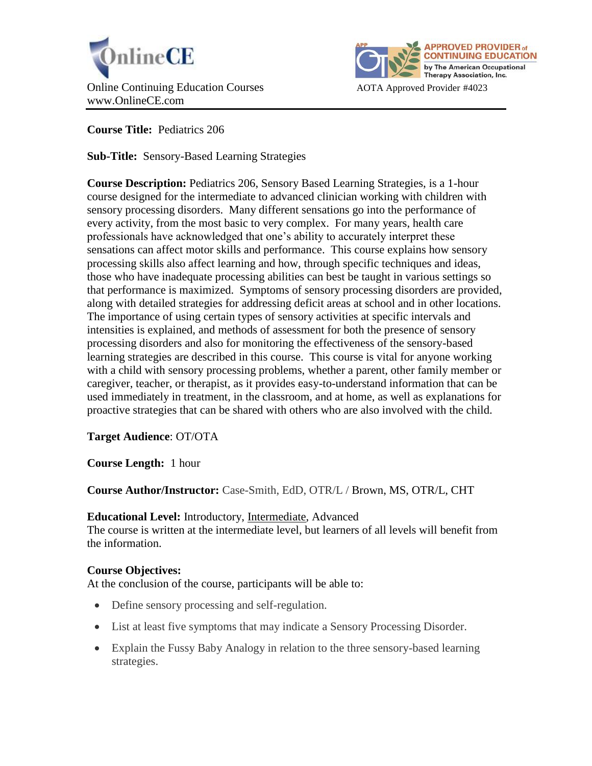OnlineCE

Online Continuing Education Courses
www.OnlineCE.com

APPROVED PROVIDER of CONTINUING EDUCATION by The American Occupational Therapy Association, Inc.

AOTA Approved Provider #4023

**Course Title:** Pediatrics 206

**Sub-Title:** Sensory-Based Learning Strategies

**Course Description:** Pediatrics 206, Sensory Based Learning Strategies, is a 1-hour course designed for the intermediate to advanced clinician working with children with sensory processing disorders. Many different sensations go into the performance of every activity, from the most basic to very complex. For many years, health care professionals have acknowledged that one's ability to accurately interpret these sensations can affect motor skills and performance. This course explains how sensory processing skills also affect learning and how, through specific techniques and ideas, those who have inadequate processing abilities can best be taught in various settings so that performance is maximized. Symptoms of sensory processing disorders are provided, along with detailed strategies for addressing deficit areas at school and in other locations. The importance of using certain types of sensory activities at specific intervals and intensities is explained, and methods of assessment for both the presence of sensory processing disorders and also for monitoring the effectiveness of the sensory-based learning strategies are described in this course. This course is vital for anyone working with a child with sensory processing problems, whether a parent, other family member or caregiver, teacher, or therapist, as it provides easy-to-understand information that can be used immediately in treatment, in the classroom, and at home, as well as explanations for proactive strategies that can be shared with others who are also involved with the child.

**Target Audience**: OT/OTA

**Course Length:** 1 hour

**Course Author/Instructor:** Case-Smith, EdD, OTR/L / Brown, MS, OTR/L, CHT

**Educational Level:** Introductory, <u>Intermediate</u>, Advanced
The course is written at the intermediate level, but learners of all levels will benefit from the information.

**Course Objectives:**
At the conclusion of the course, participants will be able to:

- Define sensory processing and self-regulation.
- List at least five symptoms that may indicate a Sensory Processing Disorder.
- Explain the Fussy Baby Analogy in relation to the three sensory-based learning strategies.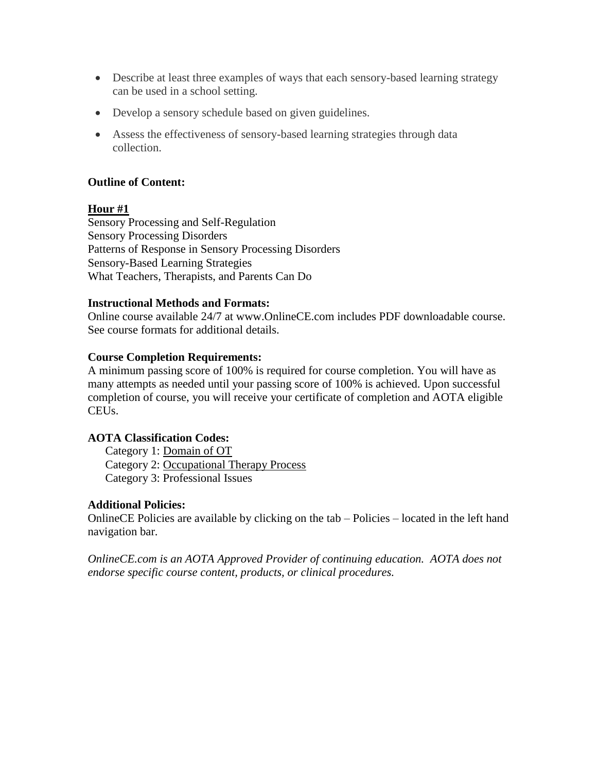- Describe at least three examples of ways that each sensory-based learning strategy can be used in a school setting.
- Develop a sensory schedule based on given guidelines.
- Assess the effectiveness of sensory-based learning strategies through data collection.

**Outline of Content:**

**Hour #1**

Sensory Processing and Self-Regulation
Sensory Processing Disorders
Patterns of Response in Sensory Processing Disorders
Sensory-Based Learning Strategies
What Teachers, Therapists, and Parents Can Do

**Instructional Methods and Formats:**

Online course available 24/7 at www.OnlineCE.com includes PDF downloadable course. See course formats for additional details.

**Course Completion Requirements:**

A minimum passing score of 100% is required for course completion. You will have as many attempts as needed until your passing score of 100% is achieved. Upon successful completion of course, you will receive your certificate of completion and AOTA eligible CEUs.

**AOTA Classification Codes:**

Category 1: Domain of OT
Category 2: Occupational Therapy Process
Category 3: Professional Issues

**Additional Policies:**

OnlineCE Policies are available by clicking on the tab – Policies – located in the left hand navigation bar.

*OnlineCE.com is an AOTA Approved Provider of continuing education. AOTA does not endorse specific course content, products, or clinical procedures.*